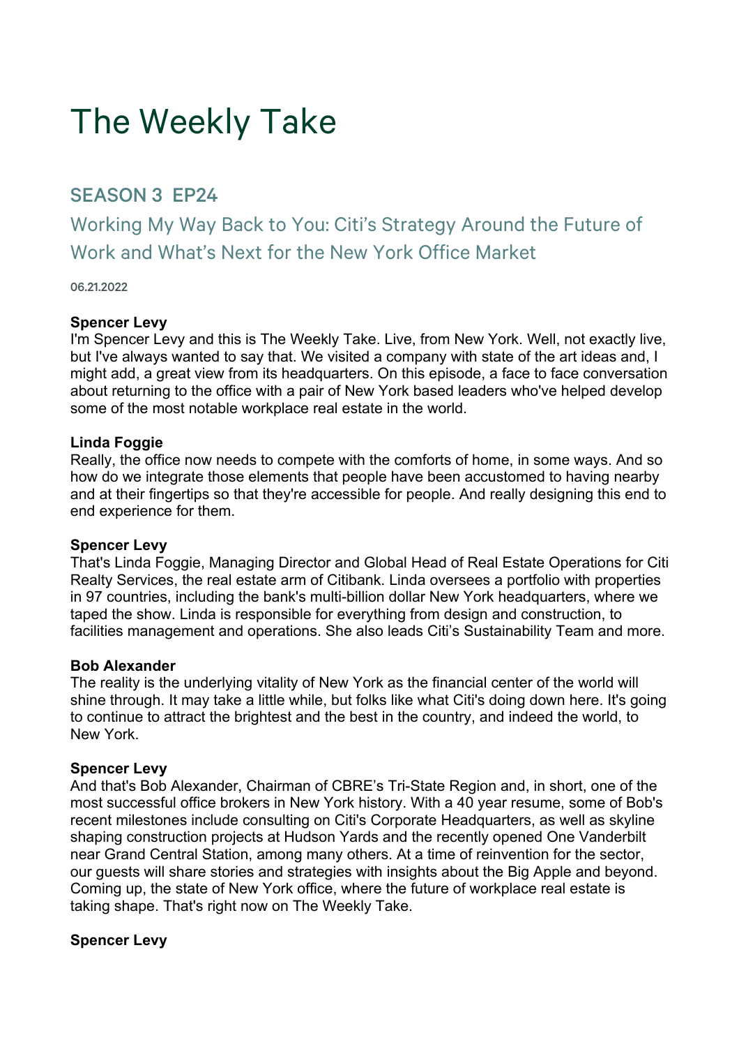# The Weekly Take

## SEASON 3 EP24

### Working My Way Back to You: Citi's Strategy Around the Future of Work and What's Next for the New York Office Market

06.21.2022

**Spencer Levy**
I'm Spencer Levy and this is The Weekly Take. Live, from New York. Well, not exactly live, but I've always wanted to say that. We visited a company with state of the art ideas and, I might add, a great view from its headquarters. On this episode, a face to face conversation about returning to the office with a pair of New York based leaders who've helped develop some of the most notable workplace real estate in the world.

**Linda Foggie**
Really, the office now needs to compete with the comforts of home, in some ways. And so how do we integrate those elements that people have been accustomed to having nearby and at their fingertips so that they're accessible for people. And really designing this end to end experience for them.

**Spencer Levy**
That's Linda Foggie, Managing Director and Global Head of Real Estate Operations for Citi Realty Services, the real estate arm of Citibank. Linda oversees a portfolio with properties in 97 countries, including the bank's multi-billion dollar New York headquarters, where we taped the show. Linda is responsible for everything from design and construction, to facilities management and operations. She also leads Citi's Sustainability Team and more.

**Bob Alexander**
The reality is the underlying vitality of New York as the financial center of the world will shine through. It may take a little while, but folks like what Citi's doing down here. It's going to continue to attract the brightest and the best in the country, and indeed the world, to New York.

**Spencer Levy**
And that's Bob Alexander, Chairman of CBRE's Tri-State Region and, in short, one of the most successful office brokers in New York history. With a 40 year resume, some of Bob's recent milestones include consulting on Citi's Corporate Headquarters, as well as skyline shaping construction projects at Hudson Yards and the recently opened One Vanderbilt near Grand Central Station, among many others. At a time of reinvention for the sector, our guests will share stories and strategies with insights about the Big Apple and beyond. Coming up, the state of New York office, where the future of workplace real estate is taking shape. That's right now on The Weekly Take.

**Spencer Levy**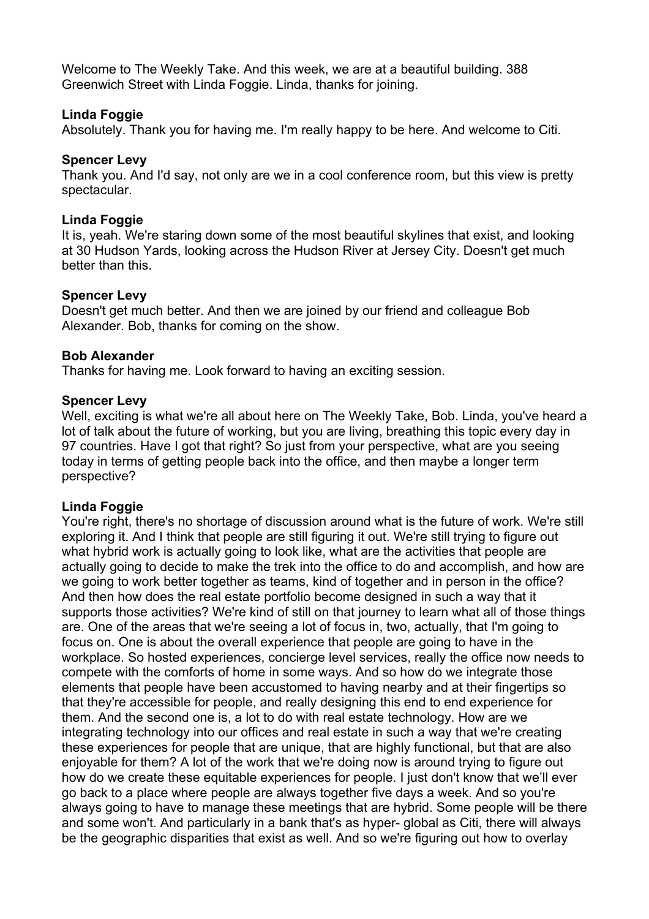Welcome to The Weekly Take. And this week, we are at a beautiful building. 388 Greenwich Street with Linda Foggie. Linda, thanks for joining.

**Linda Foggie**
Absolutely. Thank you for having me. I'm really happy to be here. And welcome to Citi.

**Spencer Levy**
Thank you. And I'd say, not only are we in a cool conference room, but this view is pretty spectacular.

**Linda Foggie**
It is, yeah. We're staring down some of the most beautiful skylines that exist, and looking at 30 Hudson Yards, looking across the Hudson River at Jersey City. Doesn't get much better than this.

**Spencer Levy**
Doesn't get much better. And then we are joined by our friend and colleague Bob Alexander. Bob, thanks for coming on the show.

**Bob Alexander**
Thanks for having me. Look forward to having an exciting session.

**Spencer Levy**
Well, exciting is what we're all about here on The Weekly Take, Bob. Linda, you've heard a lot of talk about the future of working, but you are living, breathing this topic every day in 97 countries. Have I got that right? So just from your perspective, what are you seeing today in terms of getting people back into the office, and then maybe a longer term perspective?

**Linda Foggie**
You're right, there's no shortage of discussion around what is the future of work. We're still exploring it. And I think that people are still figuring it out. We're still trying to figure out what hybrid work is actually going to look like, what are the activities that people are actually going to decide to make the trek into the office to do and accomplish, and how are we going to work better together as teams, kind of together and in person in the office? And then how does the real estate portfolio become designed in such a way that it supports those activities? We're kind of still on that journey to learn what all of those things are. One of the areas that we're seeing a lot of focus in, two, actually, that I'm going to focus on. One is about the overall experience that people are going to have in the workplace. So hosted experiences, concierge level services, really the office now needs to compete with the comforts of home in some ways. And so how do we integrate those elements that people have been accustomed to having nearby and at their fingertips so that they're accessible for people, and really designing this end to end experience for them. And the second one is, a lot to do with real estate technology. How are we integrating technology into our offices and real estate in such a way that we're creating these experiences for people that are unique, that are highly functional, but that are also enjoyable for them? A lot of the work that we're doing now is around trying to figure out how do we create these equitable experiences for people. I just don't know that we'll ever go back to a place where people are always together five days a week. And so you're always going to have to manage these meetings that are hybrid. Some people will be there and some won't. And particularly in a bank that's as hyper- global as Citi, there will always be the geographic disparities that exist as well. And so we're figuring out how to overlay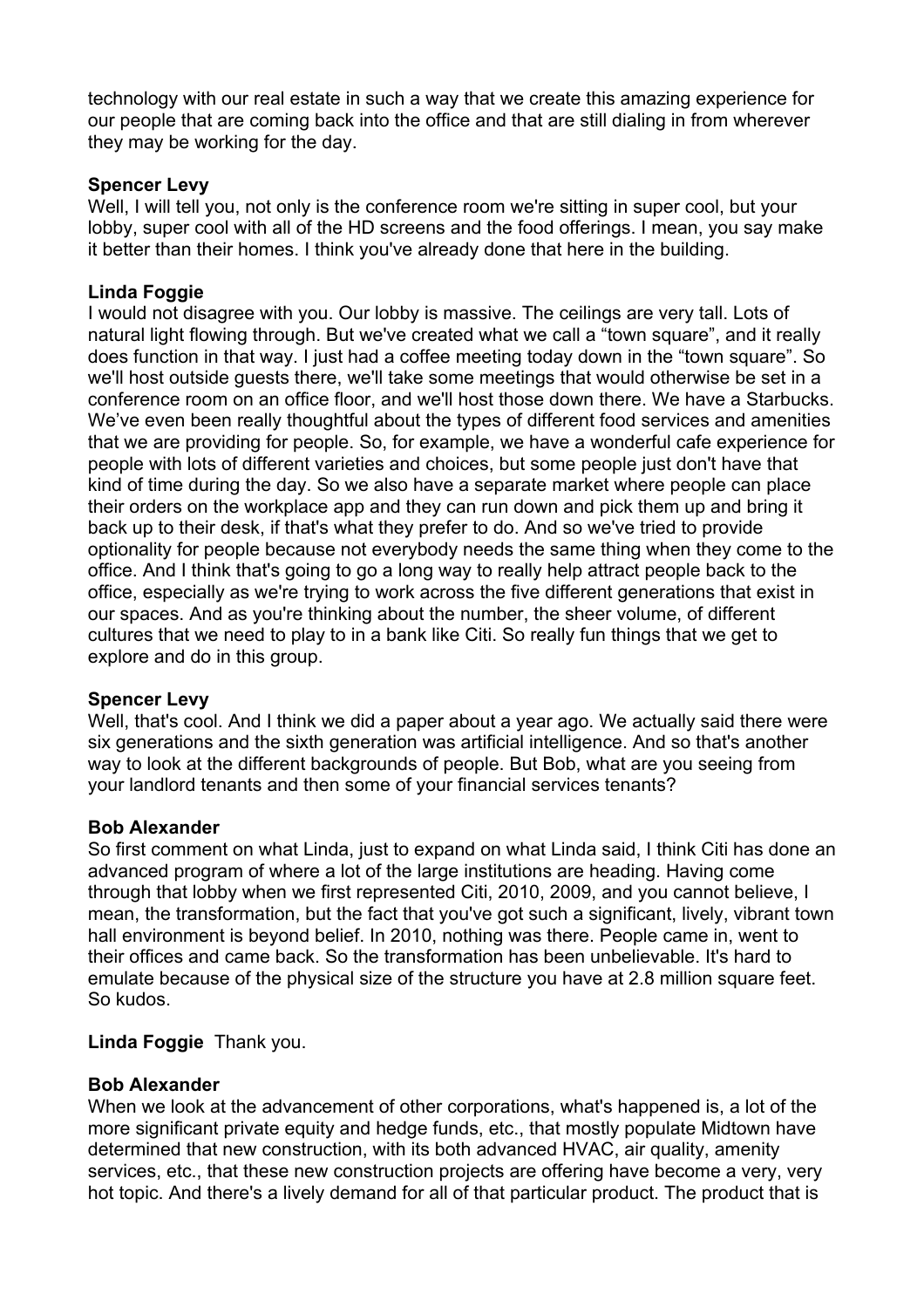technology with our real estate in such a way that we create this amazing experience for our people that are coming back into the office and that are still dialing in from wherever they may be working for the day.

**Spencer Levy**
Well, I will tell you, not only is the conference room we're sitting in super cool, but your lobby, super cool with all of the HD screens and the food offerings. I mean, you say make it better than their homes. I think you've already done that here in the building.

**Linda Foggie**
I would not disagree with you. Our lobby is massive. The ceilings are very tall. Lots of natural light flowing through. But we've created what we call a "town square", and it really does function in that way. I just had a coffee meeting today down in the "town square". So we'll host outside guests there, we'll take some meetings that would otherwise be set in a conference room on an office floor, and we'll host those down there. We have a Starbucks. We've even been really thoughtful about the types of different food services and amenities that we are providing for people. So, for example, we have a wonderful cafe experience for people with lots of different varieties and choices, but some people just don't have that kind of time during the day. So we also have a separate market where people can place their orders on the workplace app and they can run down and pick them up and bring it back up to their desk, if that's what they prefer to do. And so we've tried to provide optionality for people because not everybody needs the same thing when they come to the office. And I think that's going to go a long way to really help attract people back to the office, especially as we're trying to work across the five different generations that exist in our spaces. And as you're thinking about the number, the sheer volume, of different cultures that we need to play to in a bank like Citi. So really fun things that we get to explore and do in this group.

**Spencer Levy**
Well, that's cool. And I think we did a paper about a year ago. We actually said there were six generations and the sixth generation was artificial intelligence. And so that's another way to look at the different backgrounds of people. But Bob, what are you seeing from your landlord tenants and then some of your financial services tenants?

**Bob Alexander**
So first comment on what Linda, just to expand on what Linda said, I think Citi has done an advanced program of where a lot of the large institutions are heading. Having come through that lobby when we first represented Citi, 2010, 2009, and you cannot believe, I mean, the transformation, but the fact that you've got such a significant, lively, vibrant town hall environment is beyond belief. In 2010, nothing was there. People came in, went to their offices and came back. So the transformation has been unbelievable. It's hard to emulate because of the physical size of the structure you have at 2.8 million square feet. So kudos.

**Linda Foggie** Thank you.

**Bob Alexander**
When we look at the advancement of other corporations, what's happened is, a lot of the more significant private equity and hedge funds, etc., that mostly populate Midtown have determined that new construction, with its both advanced HVAC, air quality, amenity services, etc., that these new construction projects are offering have become a very, very hot topic. And there's a lively demand for all of that particular product. The product that is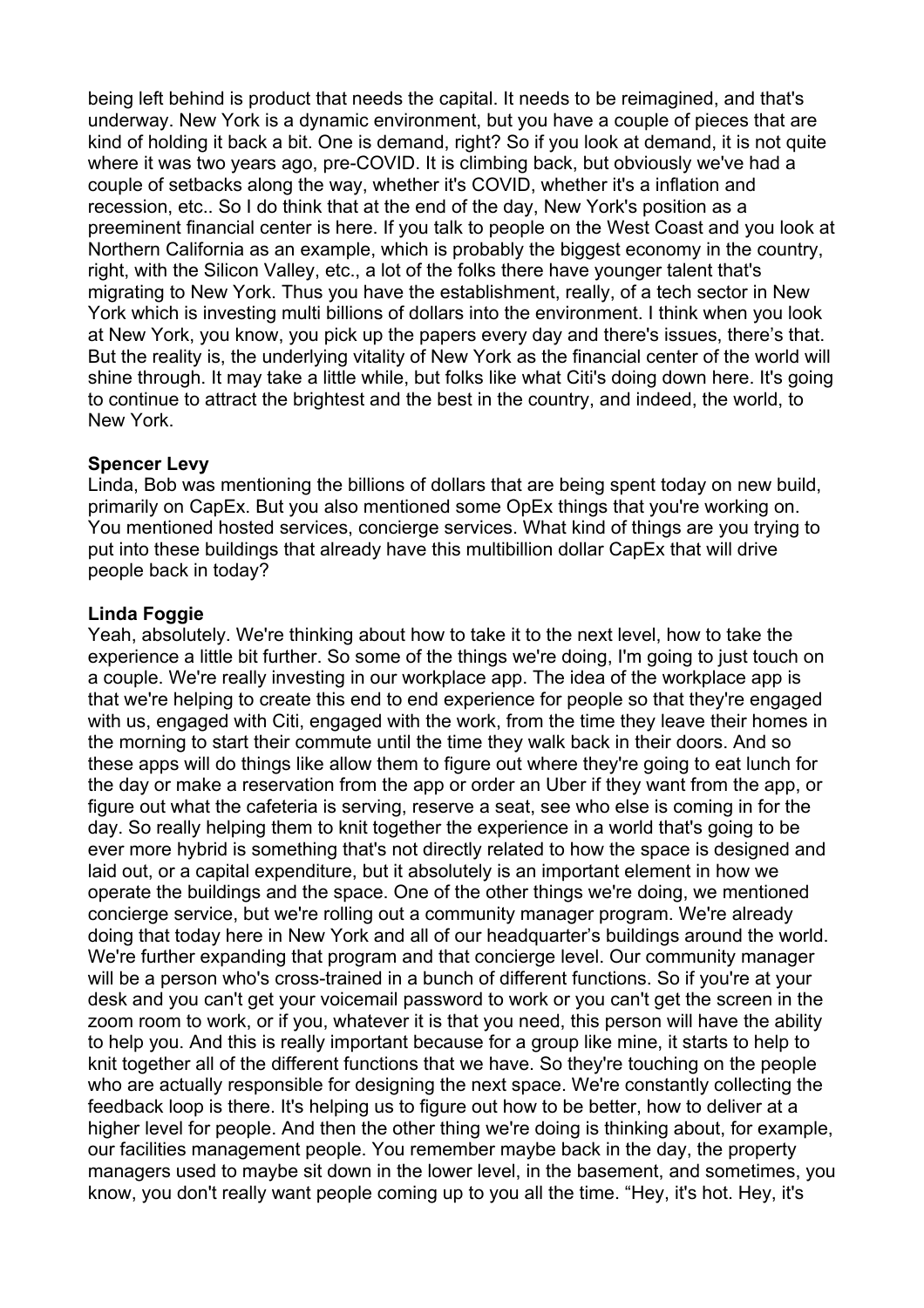being left behind is product that needs the capital. It needs to be reimagined, and that's underway. New York is a dynamic environment, but you have a couple of pieces that are kind of holding it back a bit. One is demand, right? So if you look at demand, it is not quite where it was two years ago, pre-COVID. It is climbing back, but obviously we've had a couple of setbacks along the way, whether it's COVID, whether it's a inflation and recession, etc.. So I do think that at the end of the day, New York's position as a preeminent financial center is here. If you talk to people on the West Coast and you look at Northern California as an example, which is probably the biggest economy in the country, right, with the Silicon Valley, etc., a lot of the folks there have younger talent that's migrating to New York. Thus you have the establishment, really, of a tech sector in New York which is investing multi billions of dollars into the environment. I think when you look at New York, you know, you pick up the papers every day and there's issues, there's that. But the reality is, the underlying vitality of New York as the financial center of the world will shine through. It may take a little while, but folks like what Citi's doing down here. It's going to continue to attract the brightest and the best in the country, and indeed, the world, to New York.

**Spencer Levy**
Linda, Bob was mentioning the billions of dollars that are being spent today on new build, primarily on CapEx. But you also mentioned some OpEx things that you're working on. You mentioned hosted services, concierge services. What kind of things are you trying to put into these buildings that already have this multibillion dollar CapEx that will drive people back in today?

**Linda Foggie**
Yeah, absolutely. We're thinking about how to take it to the next level, how to take the experience a little bit further. So some of the things we're doing, I'm going to just touch on a couple. We're really investing in our workplace app. The idea of the workplace app is that we're helping to create this end to end experience for people so that they're engaged with us, engaged with Citi, engaged with the work, from the time they leave their homes in the morning to start their commute until the time they walk back in their doors. And so these apps will do things like allow them to figure out where they're going to eat lunch for the day or make a reservation from the app or order an Uber if they want from the app, or figure out what the cafeteria is serving, reserve a seat, see who else is coming in for the day. So really helping them to knit together the experience in a world that's going to be ever more hybrid is something that's not directly related to how the space is designed and laid out, or a capital expenditure, but it absolutely is an important element in how we operate the buildings and the space. One of the other things we're doing, we mentioned concierge service, but we're rolling out a community manager program. We're already doing that today here in New York and all of our headquarter's buildings around the world. We're further expanding that program and that concierge level. Our community manager will be a person who's cross-trained in a bunch of different functions. So if you're at your desk and you can't get your voicemail password to work or you can't get the screen in the zoom room to work, or if you, whatever it is that you need, this person will have the ability to help you. And this is really important because for a group like mine, it starts to help to knit together all of the different functions that we have. So they're touching on the people who are actually responsible for designing the next space. We're constantly collecting the feedback loop is there. It's helping us to figure out how to be better, how to deliver at a higher level for people. And then the other thing we're doing is thinking about, for example, our facilities management people. You remember maybe back in the day, the property managers used to maybe sit down in the lower level, in the basement, and sometimes, you know, you don't really want people coming up to you all the time. "Hey, it's hot. Hey, it's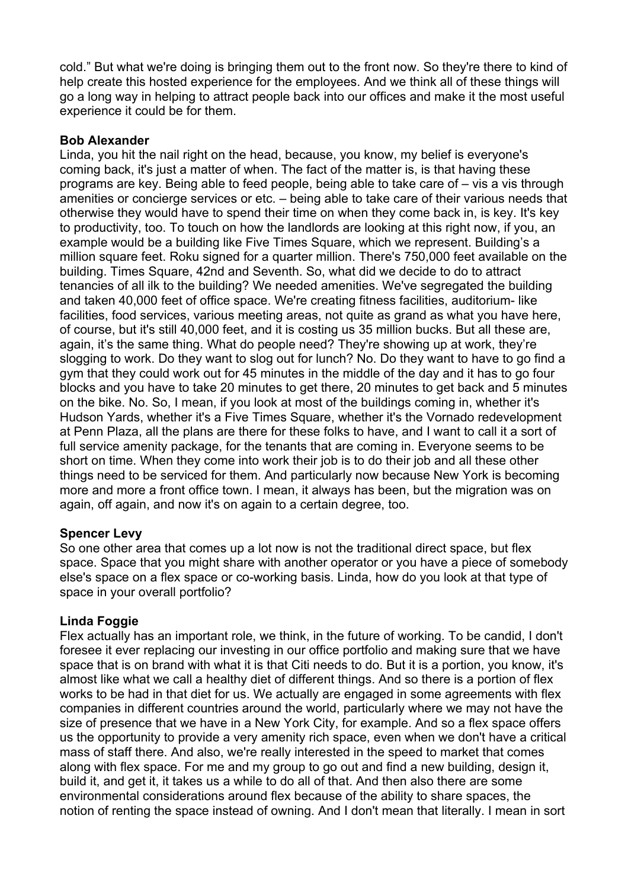cold." But what we're doing is bringing them out to the front now. So they're there to kind of help create this hosted experience for the employees. And we think all of these things will go a long way in helping to attract people back into our offices and make it the most useful experience it could be for them.

**Bob Alexander**

Linda, you hit the nail right on the head, because, you know, my belief is everyone's coming back, it's just a matter of when. The fact of the matter is, is that having these programs are key. Being able to feed people, being able to take care of – vis a vis through amenities or concierge services or etc. – being able to take care of their various needs that otherwise they would have to spend their time on when they come back in, is key. It's key to productivity, too. To touch on how the landlords are looking at this right now, if you, an example would be a building like Five Times Square, which we represent. Building's a million square feet. Roku signed for a quarter million. There's 750,000 feet available on the building. Times Square, 42nd and Seventh. So, what did we decide to do to attract tenancies of all ilk to the building? We needed amenities. We've segregated the building and taken 40,000 feet of office space. We're creating fitness facilities, auditorium- like facilities, food services, various meeting areas, not quite as grand as what you have here, of course, but it's still 40,000 feet, and it is costing us 35 million bucks. But all these are, again, it's the same thing. What do people need? They're showing up at work, they're slogging to work. Do they want to slog out for lunch? No. Do they want to have to go find a gym that they could work out for 45 minutes in the middle of the day and it has to go four blocks and you have to take 20 minutes to get there, 20 minutes to get back and 5 minutes on the bike. No. So, I mean, if you look at most of the buildings coming in, whether it's Hudson Yards, whether it's a Five Times Square, whether it's the Vornado redevelopment at Penn Plaza, all the plans are there for these folks to have, and I want to call it a sort of full service amenity package, for the tenants that are coming in. Everyone seems to be short on time. When they come into work their job is to do their job and all these other things need to be serviced for them. And particularly now because New York is becoming more and more a front office town. I mean, it always has been, but the migration was on again, off again, and now it's on again to a certain degree, too.

**Spencer Levy**

So one other area that comes up a lot now is not the traditional direct space, but flex space. Space that you might share with another operator or you have a piece of somebody else's space on a flex space or co-working basis. Linda, how do you look at that type of space in your overall portfolio?

**Linda Foggie**

Flex actually has an important role, we think, in the future of working. To be candid, I don't foresee it ever replacing our investing in our office portfolio and making sure that we have space that is on brand with what it is that Citi needs to do. But it is a portion, you know, it's almost like what we call a healthy diet of different things. And so there is a portion of flex works to be had in that diet for us. We actually are engaged in some agreements with flex companies in different countries around the world, particularly where we may not have the size of presence that we have in a New York City, for example. And so a flex space offers us the opportunity to provide a very amenity rich space, even when we don't have a critical mass of staff there. And also, we're really interested in the speed to market that comes along with flex space. For me and my group to go out and find a new building, design it, build it, and get it, it takes us a while to do all of that. And then also there are some environmental considerations around flex because of the ability to share spaces, the notion of renting the space instead of owning. And I don't mean that literally. I mean in sort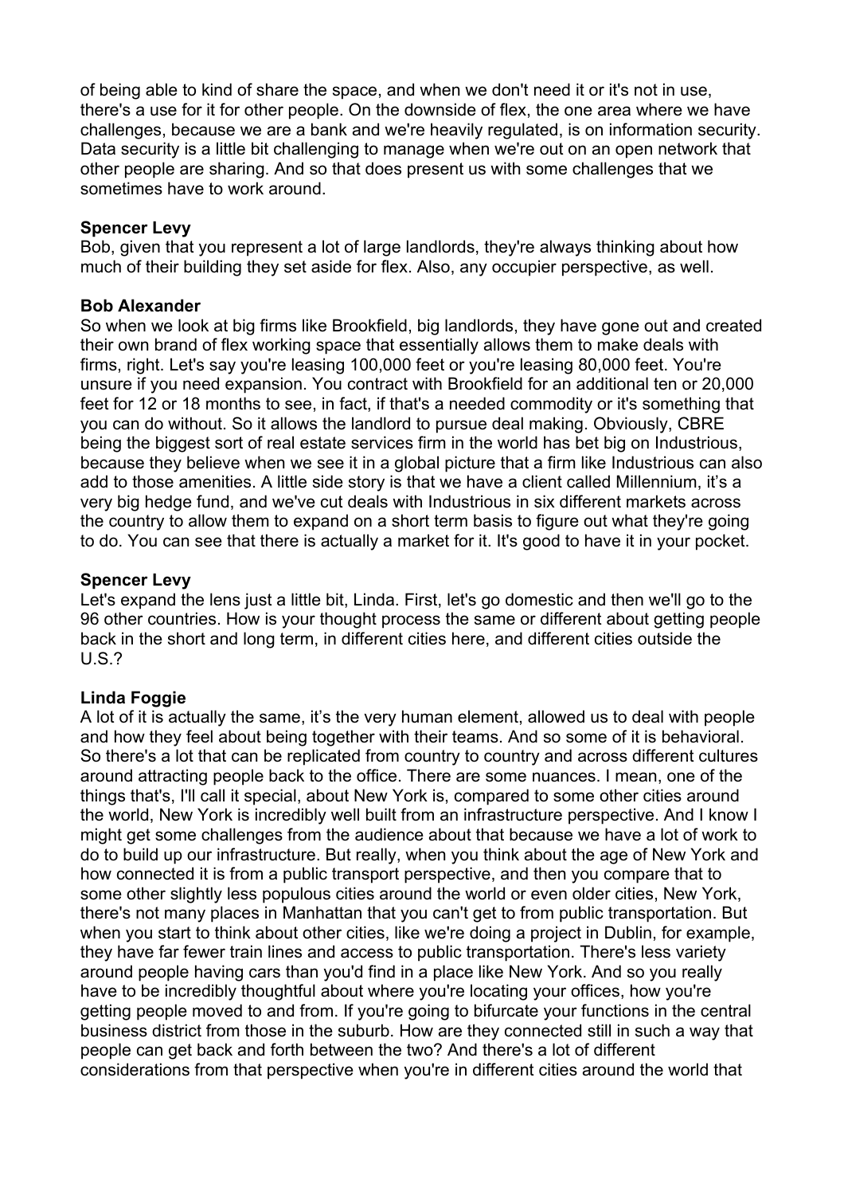of being able to kind of share the space, and when we don't need it or it's not in use, there's a use for it for other people. On the downside of flex, the one area where we have challenges, because we are a bank and we're heavily regulated, is on information security. Data security is a little bit challenging to manage when we're out on an open network that other people are sharing. And so that does present us with some challenges that we sometimes have to work around.

**Spencer Levy**
Bob, given that you represent a lot of large landlords, they're always thinking about how much of their building they set aside for flex. Also, any occupier perspective, as well.

**Bob Alexander**
So when we look at big firms like Brookfield, big landlords, they have gone out and created their own brand of flex working space that essentially allows them to make deals with firms, right. Let's say you're leasing 100,000 feet or you're leasing 80,000 feet. You're unsure if you need expansion. You contract with Brookfield for an additional ten or 20,000 feet for 12 or 18 months to see, in fact, if that's a needed commodity or it's something that you can do without. So it allows the landlord to pursue deal making. Obviously, CBRE being the biggest sort of real estate services firm in the world has bet big on Industrious, because they believe when we see it in a global picture that a firm like Industrious can also add to those amenities. A little side story is that we have a client called Millennium, it's a very big hedge fund, and we've cut deals with Industrious in six different markets across the country to allow them to expand on a short term basis to figure out what they're going to do. You can see that there is actually a market for it. It's good to have it in your pocket.

**Spencer Levy**
Let's expand the lens just a little bit, Linda. First, let's go domestic and then we'll go to the 96 other countries. How is your thought process the same or different about getting people back in the short and long term, in different cities here, and different cities outside the U.S.?

**Linda Foggie**
A lot of it is actually the same, it's the very human element, allowed us to deal with people and how they feel about being together with their teams. And so some of it is behavioral. So there's a lot that can be replicated from country to country and across different cultures around attracting people back to the office. There are some nuances. I mean, one of the things that's, I'll call it special, about New York is, compared to some other cities around the world, New York is incredibly well built from an infrastructure perspective. And I know I might get some challenges from the audience about that because we have a lot of work to do to build up our infrastructure. But really, when you think about the age of New York and how connected it is from a public transport perspective, and then you compare that to some other slightly less populous cities around the world or even older cities, New York, there's not many places in Manhattan that you can't get to from public transportation. But when you start to think about other cities, like we're doing a project in Dublin, for example, they have far fewer train lines and access to public transportation. There's less variety around people having cars than you'd find in a place like New York. And so you really have to be incredibly thoughtful about where you're locating your offices, how you're getting people moved to and from. If you're going to bifurcate your functions in the central business district from those in the suburb. How are they connected still in such a way that people can get back and forth between the two? And there's a lot of different considerations from that perspective when you're in different cities around the world that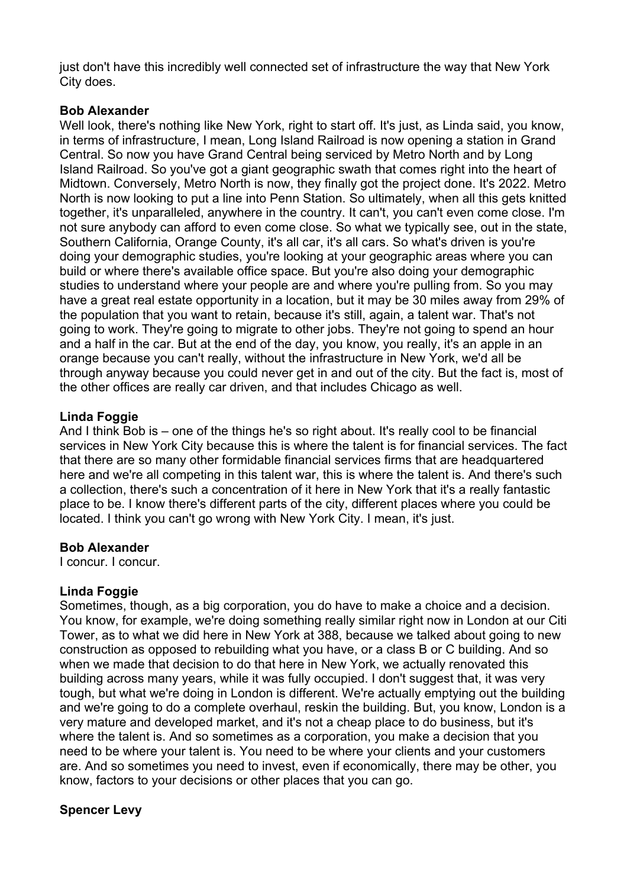just don't have this incredibly well connected set of infrastructure the way that New York City does.

**Bob Alexander**
Well look, there's nothing like New York, right to start off. It's just, as Linda said, you know, in terms of infrastructure, I mean, Long Island Railroad is now opening a station in Grand Central. So now you have Grand Central being serviced by Metro North and by Long Island Railroad. So you've got a giant geographic swath that comes right into the heart of Midtown. Conversely, Metro North is now, they finally got the project done. It's 2022. Metro North is now looking to put a line into Penn Station. So ultimately, when all this gets knitted together, it's unparalleled, anywhere in the country. It can't, you can't even come close. I'm not sure anybody can afford to even come close. So what we typically see, out in the state, Southern California, Orange County, it's all car, it's all cars. So what's driven is you're doing your demographic studies, you're looking at your geographic areas where you can build or where there's available office space. But you're also doing your demographic studies to understand where your people are and where you're pulling from. So you may have a great real estate opportunity in a location, but it may be 30 miles away from 29% of the population that you want to retain, because it's still, again, a talent war. That's not going to work. They're going to migrate to other jobs. They're not going to spend an hour and a half in the car. But at the end of the day, you know, you really, it's an apple in an orange because you can't really, without the infrastructure in New York, we'd all be through anyway because you could never get in and out of the city. But the fact is, most of the other offices are really car driven, and that includes Chicago as well.

**Linda Foggie**
And I think Bob is – one of the things he's so right about. It's really cool to be financial services in New York City because this is where the talent is for financial services. The fact that there are so many other formidable financial services firms that are headquartered here and we're all competing in this talent war, this is where the talent is. And there's such a collection, there's such a concentration of it here in New York that it's a really fantastic place to be. I know there's different parts of the city, different places where you could be located. I think you can't go wrong with New York City. I mean, it's just.

**Bob Alexander**
I concur. I concur.

**Linda Foggie**
Sometimes, though, as a big corporation, you do have to make a choice and a decision. You know, for example, we're doing something really similar right now in London at our Citi Tower, as to what we did here in New York at 388, because we talked about going to new construction as opposed to rebuilding what you have, or a class B or C building. And so when we made that decision to do that here in New York, we actually renovated this building across many years, while it was fully occupied. I don't suggest that, it was very tough, but what we're doing in London is different. We're actually emptying out the building and we're going to do a complete overhaul, reskin the building. But, you know, London is a very mature and developed market, and it's not a cheap place to do business, but it's where the talent is. And so sometimes as a corporation, you make a decision that you need to be where your talent is. You need to be where your clients and your customers are. And so sometimes you need to invest, even if economically, there may be other, you know, factors to your decisions or other places that you can go.

**Spencer Levy**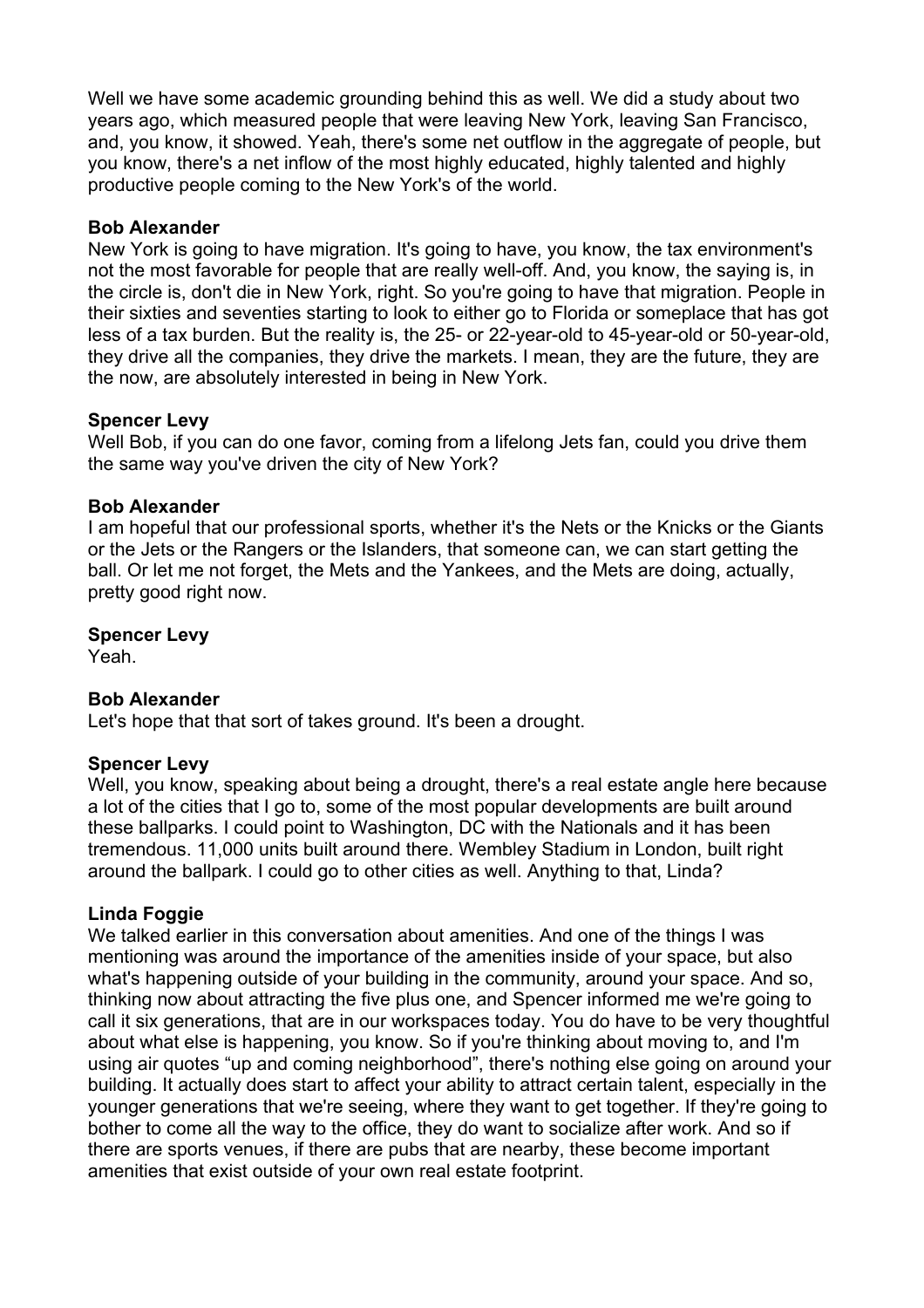Well we have some academic grounding behind this as well. We did a study about two years ago, which measured people that were leaving New York, leaving San Francisco, and, you know, it showed. Yeah, there's some net outflow in the aggregate of people, but you know, there's a net inflow of the most highly educated, highly talented and highly productive people coming to the New York's of the world.

**Bob Alexander**
New York is going to have migration. It's going to have, you know, the tax environment's not the most favorable for people that are really well-off. And, you know, the saying is, in the circle is, don't die in New York, right. So you're going to have that migration. People in their sixties and seventies starting to look to either go to Florida or someplace that has got less of a tax burden. But the reality is, the 25- or 22-year-old to 45-year-old or 50-year-old, they drive all the companies, they drive the markets. I mean, they are the future, they are the now, are absolutely interested in being in New York.

**Spencer Levy**
Well Bob, if you can do one favor, coming from a lifelong Jets fan, could you drive them the same way you've driven the city of New York?

**Bob Alexander**
I am hopeful that our professional sports, whether it's the Nets or the Knicks or the Giants or the Jets or the Rangers or the Islanders, that someone can, we can start getting the ball. Or let me not forget, the Mets and the Yankees, and the Mets are doing, actually, pretty good right now.

**Spencer Levy**
Yeah.

**Bob Alexander**
Let's hope that that sort of takes ground. It's been a drought.

**Spencer Levy**
Well, you know, speaking about being a drought, there's a real estate angle here because a lot of the cities that I go to, some of the most popular developments are built around these ballparks. I could point to Washington, DC with the Nationals and it has been tremendous. 11,000 units built around there. Wembley Stadium in London, built right around the ballpark. I could go to other cities as well. Anything to that, Linda?

**Linda Foggie**
We talked earlier in this conversation about amenities. And one of the things I was mentioning was around the importance of the amenities inside of your space, but also what's happening outside of your building in the community, around your space. And so, thinking now about attracting the five plus one, and Spencer informed me we're going to call it six generations, that are in our workspaces today. You do have to be very thoughtful about what else is happening, you know. So if you're thinking about moving to, and I'm using air quotes "up and coming neighborhood", there's nothing else going on around your building. It actually does start to affect your ability to attract certain talent, especially in the younger generations that we're seeing, where they want to get together. If they're going to bother to come all the way to the office, they do want to socialize after work. And so if there are sports venues, if there are pubs that are nearby, these become important amenities that exist outside of your own real estate footprint.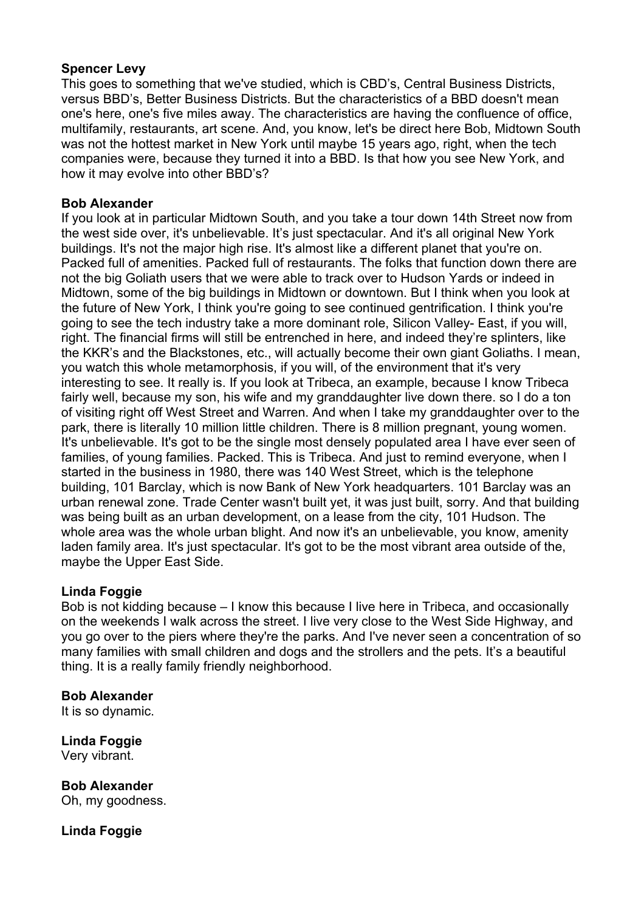**Spencer Levy**
This goes to something that we've studied, which is CBD's, Central Business Districts, versus BBD's, Better Business Districts. But the characteristics of a BBD doesn't mean one's here, one's five miles away. The characteristics are having the confluence of office, multifamily, restaurants, art scene. And, you know, let's be direct here Bob, Midtown South was not the hottest market in New York until maybe 15 years ago, right, when the tech companies were, because they turned it into a BBD. Is that how you see New York, and how it may evolve into other BBD's?

**Bob Alexander**
If you look at in particular Midtown South, and you take a tour down 14th Street now from the west side over, it's unbelievable. It's just spectacular. And it's all original New York buildings. It's not the major high rise. It's almost like a different planet that you're on. Packed full of amenities. Packed full of restaurants. The folks that function down there are not the big Goliath users that we were able to track over to Hudson Yards or indeed in Midtown, some of the big buildings in Midtown or downtown. But I think when you look at the future of New York, I think you're going to see continued gentrification. I think you're going to see the tech industry take a more dominant role, Silicon Valley- East, if you will, right. The financial firms will still be entrenched in here, and indeed they're splinters, like the KKR's and the Blackstones, etc., will actually become their own giant Goliaths. I mean, you watch this whole metamorphosis, if you will, of the environment that it's very interesting to see. It really is. If you look at Tribeca, an example, because I know Tribeca fairly well, because my son, his wife and my granddaughter live down there. so I do a ton of visiting right off West Street and Warren. And when I take my granddaughter over to the park, there is literally 10 million little children. There is 8 million pregnant, young women. It's unbelievable. It's got to be the single most densely populated area I have ever seen of families, of young families. Packed. This is Tribeca. And just to remind everyone, when I started in the business in 1980, there was 140 West Street, which is the telephone building, 101 Barclay, which is now Bank of New York headquarters. 101 Barclay was an urban renewal zone. Trade Center wasn't built yet, it was just built, sorry. And that building was being built as an urban development, on a lease from the city, 101 Hudson. The whole area was the whole urban blight. And now it's an unbelievable, you know, amenity laden family area. It's just spectacular. It's got to be the most vibrant area outside of the, maybe the Upper East Side.

**Linda Foggie**
Bob is not kidding because – I know this because I live here in Tribeca, and occasionally on the weekends I walk across the street. I live very close to the West Side Highway, and you go over to the piers where they're the parks. And I've never seen a concentration of so many families with small children and dogs and the strollers and the pets. It's a beautiful thing. It is a really family friendly neighborhood.

**Bob Alexander**
It is so dynamic.

**Linda Foggie**
Very vibrant.

**Bob Alexander**
Oh, my goodness.

**Linda Foggie**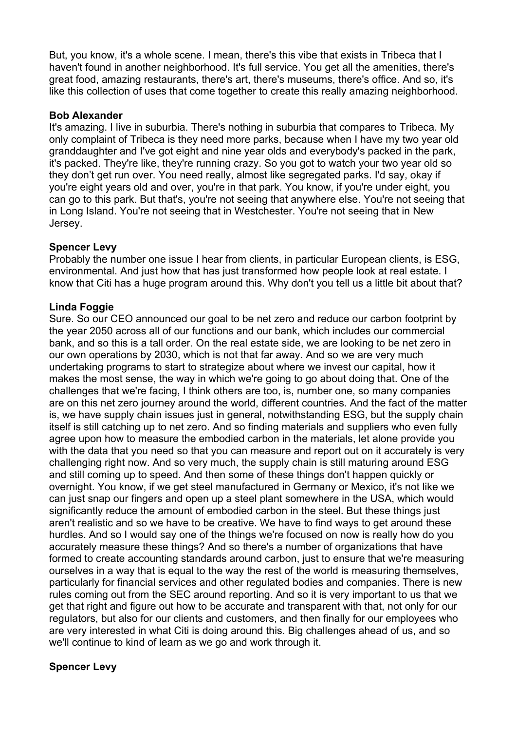But, you know, it's a whole scene. I mean, there's this vibe that exists in Tribeca that I haven't found in another neighborhood. It's full service. You get all the amenities, there's great food, amazing restaurants, there's art, there's museums, there's office. And so, it's like this collection of uses that come together to create this really amazing neighborhood.

**Bob Alexander**
It's amazing. I live in suburbia. There's nothing in suburbia that compares to Tribeca. My only complaint of Tribeca is they need more parks, because when I have my two year old granddaughter and I've got eight and nine year olds and everybody's packed in the park, it's packed. They're like, they're running crazy. So you got to watch your two year old so they don't get run over. You need really, almost like segregated parks. I'd say, okay if you're eight years old and over, you're in that park. You know, if you're under eight, you can go to this park. But that's, you're not seeing that anywhere else. You're not seeing that in Long Island. You're not seeing that in Westchester. You're not seeing that in New Jersey.

**Spencer Levy**
Probably the number one issue I hear from clients, in particular European clients, is ESG, environmental. And just how that has just transformed how people look at real estate. I know that Citi has a huge program around this. Why don't you tell us a little bit about that?

**Linda Foggie**
Sure. So our CEO announced our goal to be net zero and reduce our carbon footprint by the year 2050 across all of our functions and our bank, which includes our commercial bank, and so this is a tall order. On the real estate side, we are looking to be net zero in our own operations by 2030, which is not that far away. And so we are very much undertaking programs to start to strategize about where we invest our capital, how it makes the most sense, the way in which we're going to go about doing that. One of the challenges that we're facing, I think others are too, is, number one, so many companies are on this net zero journey around the world, different countries. And the fact of the matter is, we have supply chain issues just in general, notwithstanding ESG, but the supply chain itself is still catching up to net zero. And so finding materials and suppliers who even fully agree upon how to measure the embodied carbon in the materials, let alone provide you with the data that you need so that you can measure and report out on it accurately is very challenging right now. And so very much, the supply chain is still maturing around ESG and still coming up to speed. And then some of these things don't happen quickly or overnight. You know, if we get steel manufactured in Germany or Mexico, it's not like we can just snap our fingers and open up a steel plant somewhere in the USA, which would significantly reduce the amount of embodied carbon in the steel. But these things just aren't realistic and so we have to be creative. We have to find ways to get around these hurdles. And so I would say one of the things we're focused on now is really how do you accurately measure these things? And so there's a number of organizations that have formed to create accounting standards around carbon, just to ensure that we're measuring ourselves in a way that is equal to the way the rest of the world is measuring themselves, particularly for financial services and other regulated bodies and companies. There is new rules coming out from the SEC around reporting. And so it is very important to us that we get that right and figure out how to be accurate and transparent with that, not only for our regulators, but also for our clients and customers, and then finally for our employees who are very interested in what Citi is doing around this. Big challenges ahead of us, and so we'll continue to kind of learn as we go and work through it.

**Spencer Levy**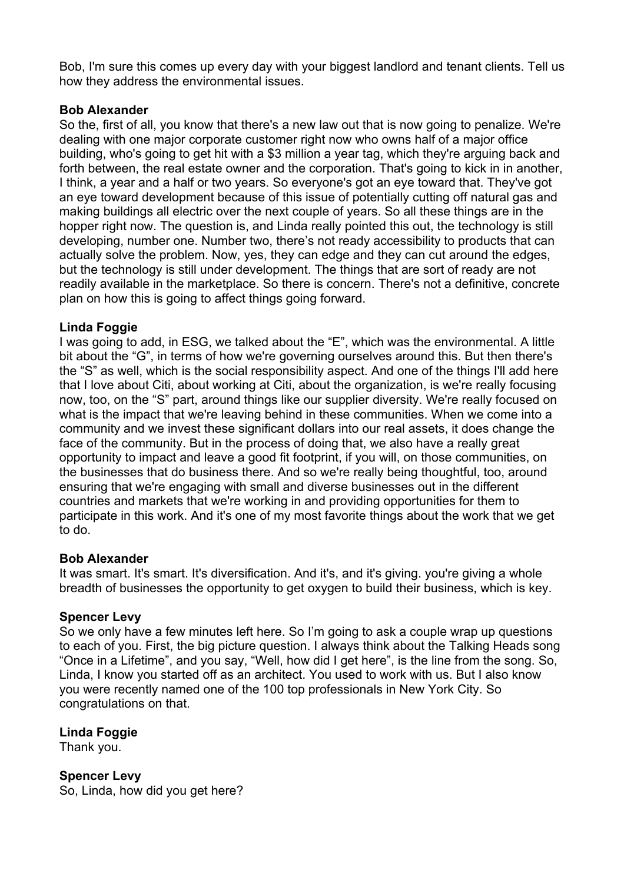Bob, I'm sure this comes up every day with your biggest landlord and tenant clients. Tell us how they address the environmental issues.

**Bob Alexander**
So the, first of all, you know that there's a new law out that is now going to penalize. We're dealing with one major corporate customer right now who owns half of a major office building, who's going to get hit with a $3 million a year tag, which they're arguing back and forth between, the real estate owner and the corporation. That's going to kick in in another, I think, a year and a half or two years. So everyone's got an eye toward that. They've got an eye toward development because of this issue of potentially cutting off natural gas and making buildings all electric over the next couple of years. So all these things are in the hopper right now. The question is, and Linda really pointed this out, the technology is still developing, number one. Number two, there's not ready accessibility to products that can actually solve the problem. Now, yes, they can edge and they can cut around the edges, but the technology is still under development. The things that are sort of ready are not readily available in the marketplace. So there is concern. There's not a definitive, concrete plan on how this is going to affect things going forward.

**Linda Foggie**
I was going to add, in ESG, we talked about the "E", which was the environmental. A little bit about the "G", in terms of how we're governing ourselves around this. But then there's the "S" as well, which is the social responsibility aspect. And one of the things I'll add here that I love about Citi, about working at Citi, about the organization, is we're really focusing now, too, on the "S" part, around things like our supplier diversity. We're really focused on what is the impact that we're leaving behind in these communities. When we come into a community and we invest these significant dollars into our real assets, it does change the face of the community. But in the process of doing that, we also have a really great opportunity to impact and leave a good fit footprint, if you will, on those communities, on the businesses that do business there. And so we're really being thoughtful, too, around ensuring that we're engaging with small and diverse businesses out in the different countries and markets that we're working in and providing opportunities for them to participate in this work. And it's one of my most favorite things about the work that we get to do.

**Bob Alexander**
It was smart. It's smart. It's diversification. And it's, and it's giving. you're giving a whole breadth of businesses the opportunity to get oxygen to build their business, which is key.

**Spencer Levy**
So we only have a few minutes left here. So I'm going to ask a couple wrap up questions to each of you. First, the big picture question. I always think about the Talking Heads song "Once in a Lifetime", and you say, "Well, how did I get here", is the line from the song. So, Linda, I know you started off as an architect. You used to work with us. But I also know you were recently named one of the 100 top professionals in New York City. So congratulations on that.

**Linda Foggie**
Thank you.

**Spencer Levy**
So, Linda, how did you get here?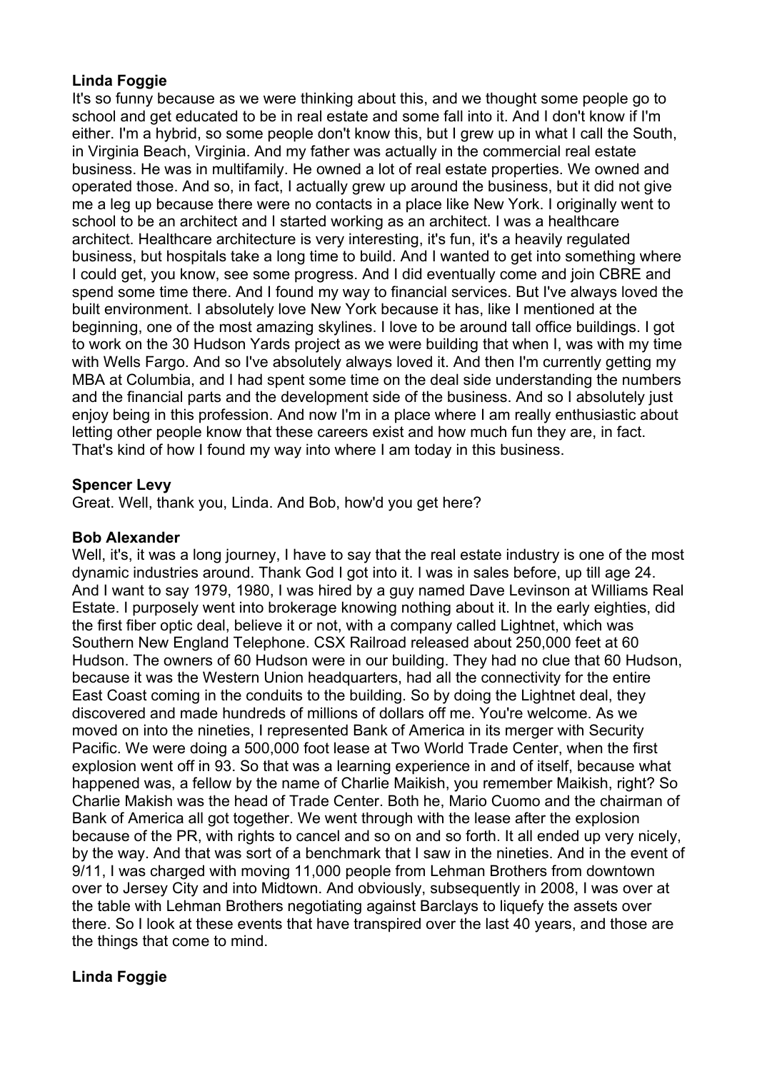**Linda Foggie**

It's so funny because as we were thinking about this, and we thought some people go to school and get educated to be in real estate and some fall into it. And I don't know if I'm either. I'm a hybrid, so some people don't know this, but I grew up in what I call the South, in Virginia Beach, Virginia. And my father was actually in the commercial real estate business. He was in multifamily. He owned a lot of real estate properties. We owned and operated those. And so, in fact, I actually grew up around the business, but it did not give me a leg up because there were no contacts in a place like New York. I originally went to school to be an architect and I started working as an architect. I was a healthcare architect. Healthcare architecture is very interesting, it's fun, it's a heavily regulated business, but hospitals take a long time to build. And I wanted to get into something where I could get, you know, see some progress. And I did eventually come and join CBRE and spend some time there. And I found my way to financial services. But I've always loved the built environment. I absolutely love New York because it has, like I mentioned at the beginning, one of the most amazing skylines. I love to be around tall office buildings. I got to work on the 30 Hudson Yards project as we were building that when I, was with my time with Wells Fargo. And so I've absolutely always loved it. And then I'm currently getting my MBA at Columbia, and I had spent some time on the deal side understanding the numbers and the financial parts and the development side of the business. And so I absolutely just enjoy being in this profession. And now I'm in a place where I am really enthusiastic about letting other people know that these careers exist and how much fun they are, in fact. That's kind of how I found my way into where I am today in this business.

**Spencer Levy**

Great. Well, thank you, Linda. And Bob, how'd you get here?

**Bob Alexander**

Well, it's, it was a long journey, I have to say that the real estate industry is one of the most dynamic industries around. Thank God I got into it. I was in sales before, up till age 24. And I want to say 1979, 1980, I was hired by a guy named Dave Levinson at Williams Real Estate. I purposely went into brokerage knowing nothing about it. In the early eighties, did the first fiber optic deal, believe it or not, with a company called Lightnet, which was Southern New England Telephone. CSX Railroad released about 250,000 feet at 60 Hudson. The owners of 60 Hudson were in our building. They had no clue that 60 Hudson, because it was the Western Union headquarters, had all the connectivity for the entire East Coast coming in the conduits to the building. So by doing the Lightnet deal, they discovered and made hundreds of millions of dollars off me. You're welcome. As we moved on into the nineties, I represented Bank of America in its merger with Security Pacific. We were doing a 500,000 foot lease at Two World Trade Center, when the first explosion went off in 93. So that was a learning experience in and of itself, because what happened was, a fellow by the name of Charlie Maikish, you remember Maikish, right? So Charlie Makish was the head of Trade Center. Both he, Mario Cuomo and the chairman of Bank of America all got together. We went through with the lease after the explosion because of the PR, with rights to cancel and so on and so forth. It all ended up very nicely, by the way. And that was sort of a benchmark that I saw in the nineties. And in the event of 9/11, I was charged with moving 11,000 people from Lehman Brothers from downtown over to Jersey City and into Midtown. And obviously, subsequently in 2008, I was over at the table with Lehman Brothers negotiating against Barclays to liquefy the assets over there. So I look at these events that have transpired over the last 40 years, and those are the things that come to mind.

**Linda Foggie**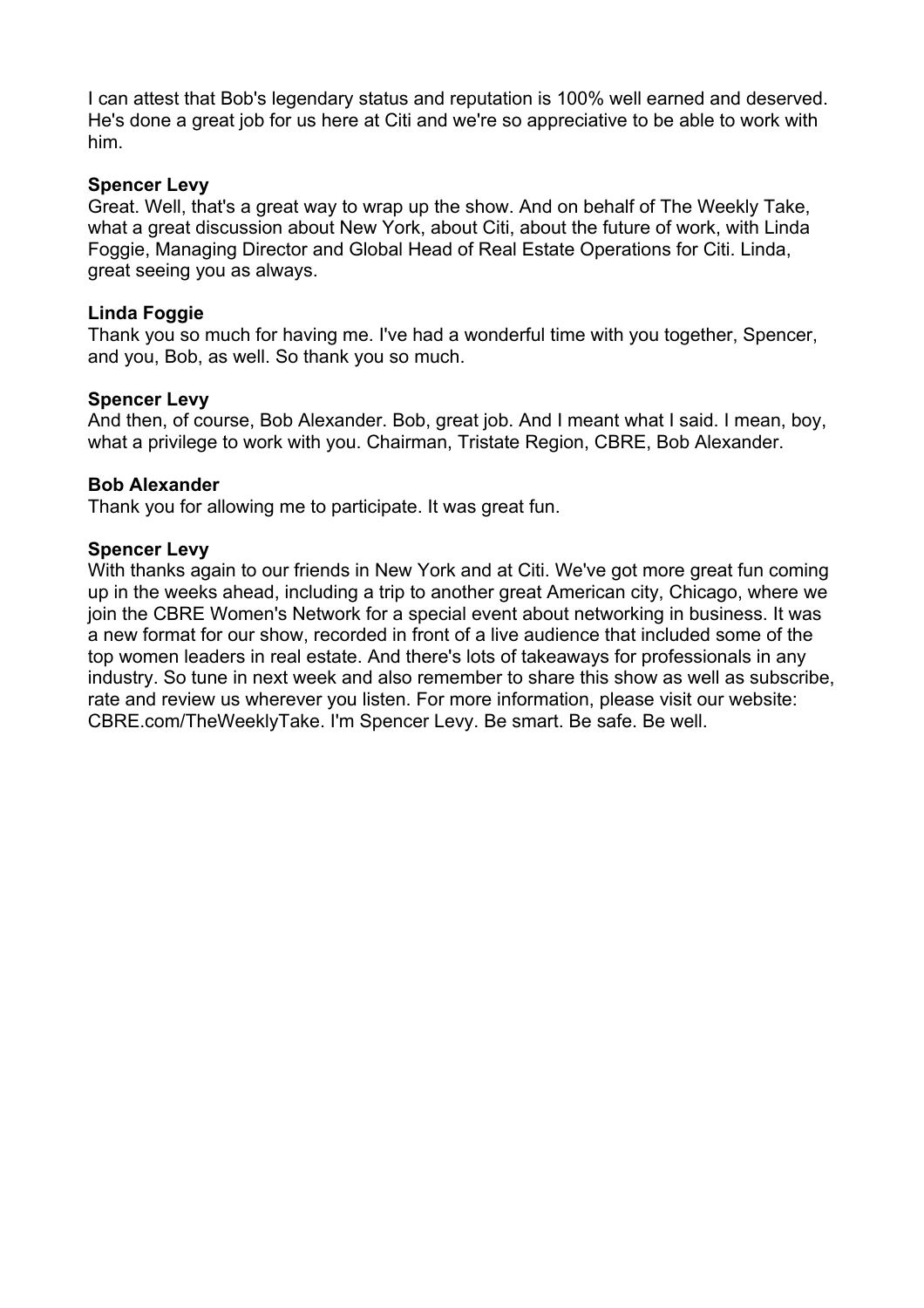I can attest that Bob's legendary status and reputation is 100% well earned and deserved. He's done a great job for us here at Citi and we're so appreciative to be able to work with him.

**Spencer Levy**
Great. Well, that's a great way to wrap up the show. And on behalf of The Weekly Take, what a great discussion about New York, about Citi, about the future of work, with Linda Foggie, Managing Director and Global Head of Real Estate Operations for Citi. Linda, great seeing you as always.

**Linda Foggie**
Thank you so much for having me. I've had a wonderful time with you together, Spencer, and you, Bob, as well. So thank you so much.

**Spencer Levy**
And then, of course, Bob Alexander. Bob, great job. And I meant what I said. I mean, boy, what a privilege to work with you. Chairman, Tristate Region, CBRE, Bob Alexander.

**Bob Alexander**
Thank you for allowing me to participate. It was great fun.

**Spencer Levy**
With thanks again to our friends in New York and at Citi. We've got more great fun coming up in the weeks ahead, including a trip to another great American city, Chicago, where we join the CBRE Women's Network for a special event about networking in business. It was a new format for our show, recorded in front of a live audience that included some of the top women leaders in real estate. And there's lots of takeaways for professionals in any industry. So tune in next week and also remember to share this show as well as subscribe, rate and review us wherever you listen. For more information, please visit our website: CBRE.com/TheWeeklyTake. I'm Spencer Levy. Be smart. Be safe. Be well.